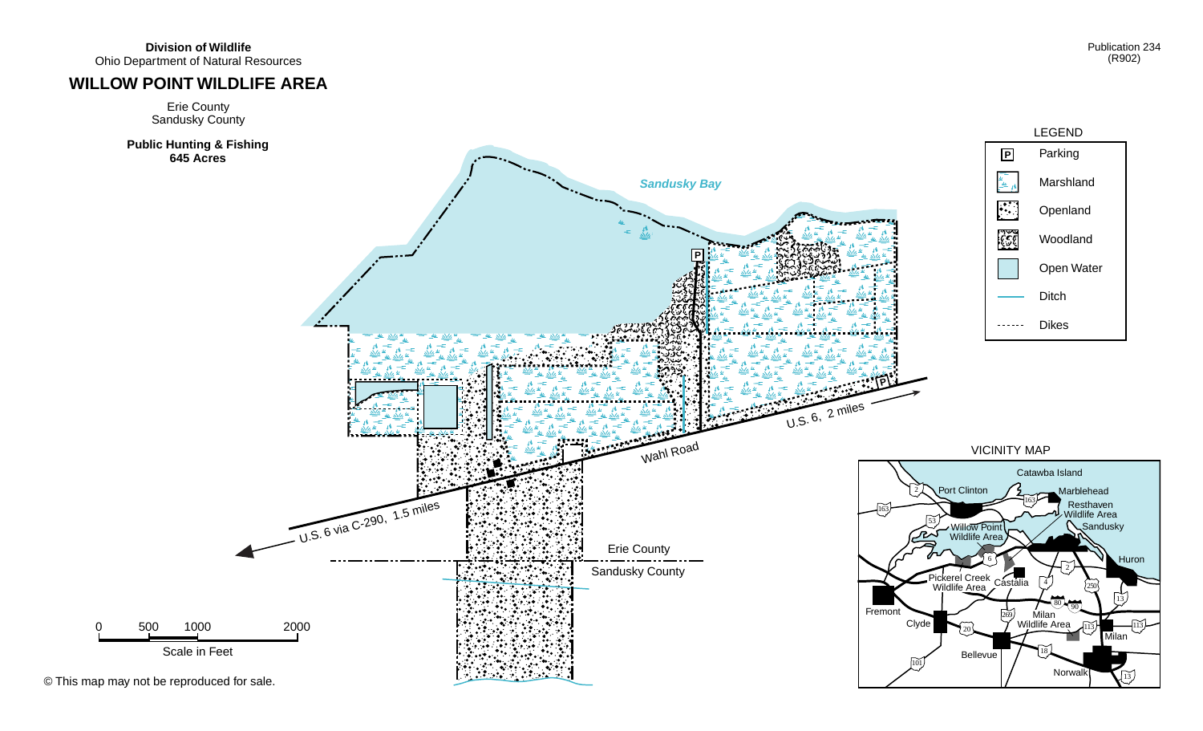**Division of Wildlife**
Ohio Department of Natural Resources

Publication 234
(R902)

# WILLOW POINT WILDLIFE AREA

Erie County
Sandusky County

**Public Hunting & Fishing**
**645 Acres**

Sandusky Bay

P

P

U.S. 6, 2 miles

Wahl Road

U.S. 6 via C-290, 1.5 miles

Erie County
Sandusky County

LEGEND

- P Parking
- Marshland
- Openland
- Woodland
- Open Water
- Ditch
- Dikes

VICINITY MAP

Catawba Island
Port Clinton
Marblehead
Resthaven Wildlife Area
Sandusky
Willow Point Wildlife Area
Huron
Pickerel Creek Wildlife Area
Castalia
Fremont
Clyde
Milan Wildlife Area
Milan
Bellevue
Norwalk

2, 163, 163, 53, 6, 2, 4, 250, 13, 80, 90, 269, 20, 113, 113, 18, 101, 13

0 500 1000 2000
Scale in Feet

© This map may not be reproduced for sale.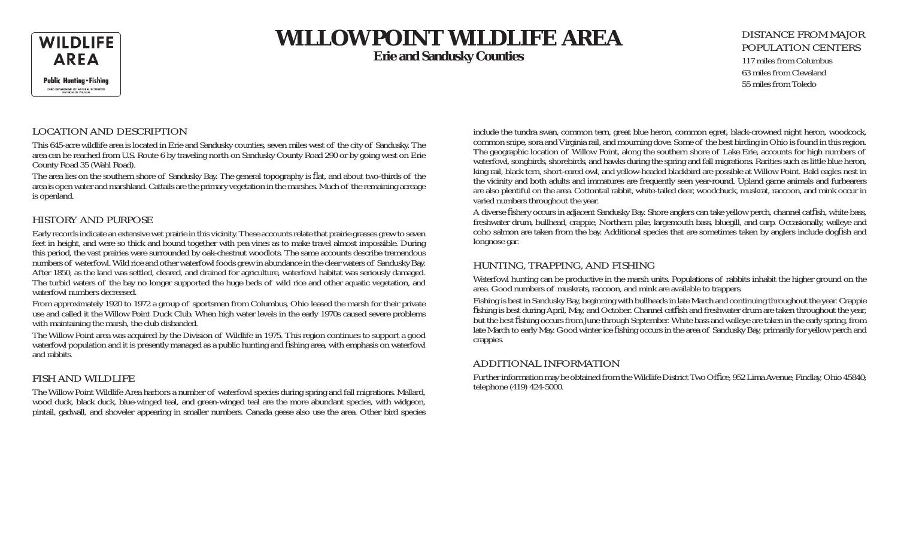WILDLIFE AREA

Public Hunting - Fishing

OHIO DEPARTMENT OF NATURAL RESOURCES DIVISION OF WILDLIFE

# WILLOW POINT WILDLIFE AREA

**Erie and Sandusky Counties**

DISTANCE FROM MAJOR POPULATION CENTERS
117 miles from Columbus
63 miles from Cleveland
55 miles from Toledo

## LOCATION AND DESCRIPTION

This 645-acre wildlife area is located in Erie and Sandusky counties, seven miles west of the city of Sandusky. The area can be reached from U.S. Route 6 by traveling north on Sandusky County Road 290 or by going west on Erie County Road 35 (Wahl Road).

The area lies on the southern shore of Sandusky Bay. The general topography is flat, and about two-thirds of the area is open water and marshland. Cattails are the primary vegetation in the marshes. Much of the remaining acreage is openland.

## HISTORY AND PURPOSE

Early records indicate an extensive wet prairie in this vicinity. These accounts relate that prairie grasses grew to seven feet in height, and were so thick and bound together with pea vines as to make travel almost impossible. During this period, the vast prairies were surrounded by oak-chestnut woodlots. The same accounts describe tremendous numbers of waterfowl. Wild rice and other waterfowl foods grew in abundance in the clear waters of Sandusky Bay. After 1850, as the land was settled, cleared, and drained for agriculture, waterfowl habitat was seriously damaged. The turbid waters of the bay no longer supported the huge beds of wild rice and other aquatic vegetation, and waterfowl numbers decreased.

From approximately 1920 to 1972 a group of sportsmen from Columbus, Ohio leased the marsh for their private use and called it the Willow Point Duck Club. When high water levels in the early 1970s caused severe problems with maintaining the marsh, the club disbanded.

The Willow Point area was acquired by the Division of Wildlife in 1975. This region continues to support a good waterfowl population and it is presently managed as a public hunting and fishing area, with emphasis on waterfowl and rabbits.

## FISH AND WILDLIFE

The Willow Point Wildlife Area harbors a number of waterfowl species during spring and fall migrations. Mallard, wood duck, black duck, blue-winged teal, and green-winged teal are the more abundant species, with widgeon, pintail, gadwall, and shoveler appearing in smaller numbers. Canada geese also use the area. Other bird species include the tundra swan, common tern, great blue heron, common egret, black-crowned night heron, woodcock, common snipe, sora and Virginia rail, and mourning dove. Some of the best birding in Ohio is found in this region. The geographic location of Willow Point, along the southern shore of Lake Erie, accounts for high numbers of waterfowl, songbirds, shorebirds, and hawks during the spring and fall migrations. Rarities such as little blue heron, king rail, black tern, short-eared owl, and yellow-headed blackbird are possible at Willow Point. Bald eagles nest in the vicinity and both adults and immatures are frequently seen year-round. Upland game animals and furbearers are also plentiful on the area. Cottontail rabbit, white-tailed deer, woodchuck, muskrat, raccoon, and mink occur in varied numbers throughout the year.

A diverse fishery occurs in adjacent Sandusky Bay. Shore anglers can take yellow perch, channel catfish, white bass, freshwater drum, bullhead, crappie, Northern pike, largemouth bass, bluegill, and carp. Occasionally, walleye and coho salmon are taken from the bay. Additional species that are sometimes taken by anglers include dogfish and longnose gar.

## HUNTING, TRAPPING, AND FISHING

Waterfowl hunting can be productive in the marsh units. Populations of rabbits inhabit the higher ground on the area. Good numbers of muskrats, raccoon, and mink are available to trappers.

Fishing is best in Sandusky Bay, beginning with bullheads in late March and continuing throughout the year. Crappie fishing is best during April, May, and October. Channel catfish and freshwater drum are taken throughout the year, but the best fishing occurs from June through September. White bass and walleye are taken in the early spring, from late March to early May. Good winter ice fishing occurs in the area of Sandusky Bay, primarily for yellow perch and crappies.

## ADDITIONAL INFORMATION

Further information may be obtained from the Wildlife District Two Office, 952 Lima Avenue, Findlay, Ohio 45840; telephone (419) 424-5000.